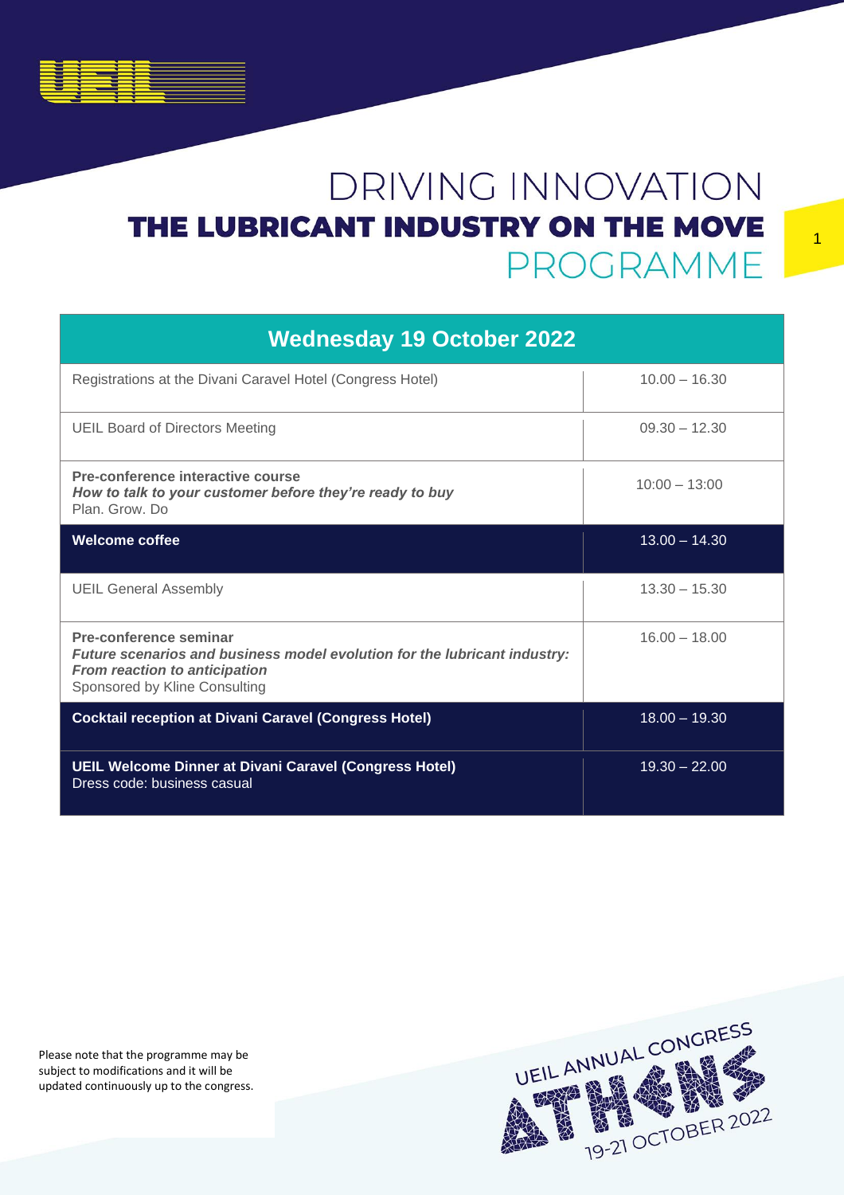# DRIVING INNOVATION

## THE LUBRICANT INDUSTRY ON THE MOVE

## PROGRAMME

| Wednesday 19 October 2022 | |
|---|---|
| Registrations at the Divani Caravel Hotel (Congress Hotel) | 10.00 – 16.30 |
| UEIL Board of Directors Meeting | 09.30 – 12.30 |
| **Pre-conference interactive course**<br>***How to talk to your customer before they're ready to buy***<br>Plan. Grow. Do | 10:00 – 13:00 |
| **Welcome coffee** | 13.00 – 14.30 |
| UEIL General Assembly | 13.30 – 15.30 |
| **Pre-conference seminar**<br>***Future scenarios and business model evolution for the lubricant industry: From reaction to anticipation***<br>Sponsored by Kline Consulting | 16.00 – 18.00 |
| **Cocktail reception at Divani Caravel (Congress Hotel)** | 18.00 – 19.30 |
| **UEIL Welcome Dinner at Divani Caravel (Congress Hotel)**<br>Dress code: business casual | 19.30 – 22.00 |

Please note that the programme may be subject to modifications and it will be updated continuously up to the congress.

UEIL ANNUAL CONGRESS ATHENS 19-21 OCTOBER 2022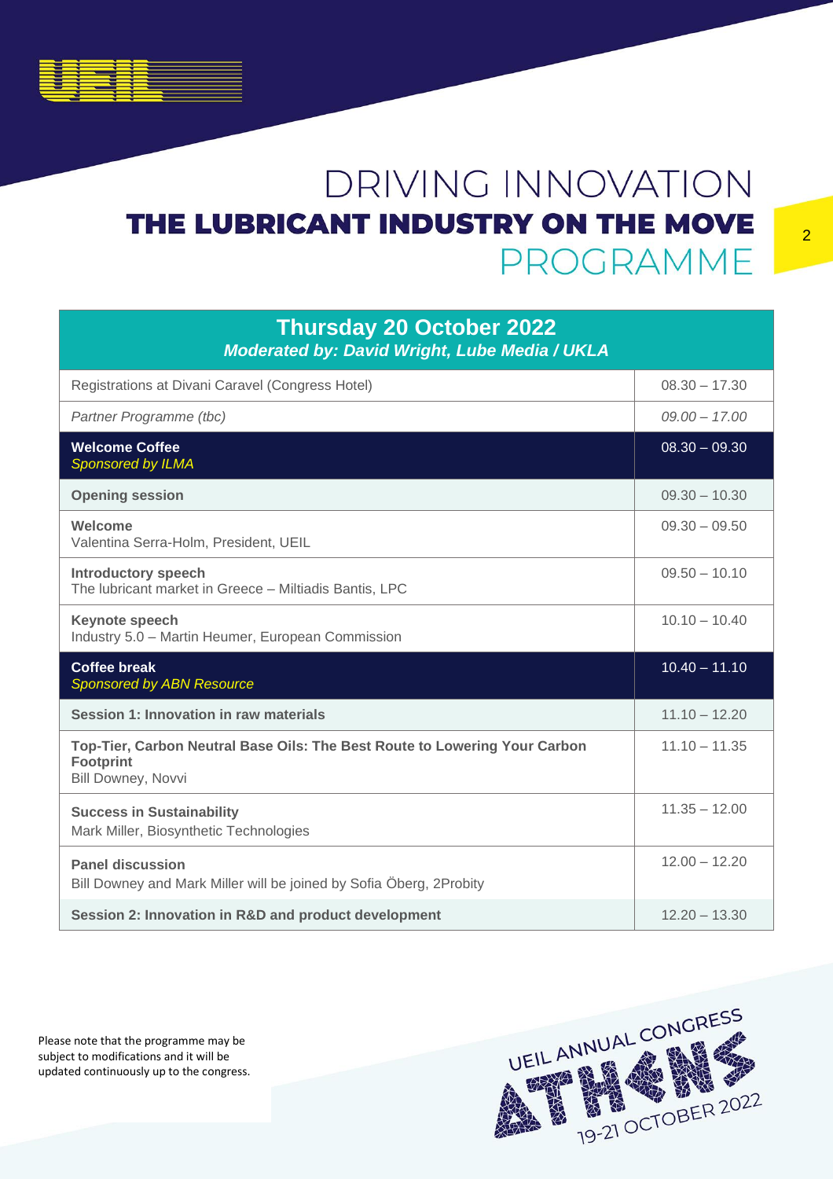# DRIVING INNOVATION

## THE LUBRICANT INDUSTRY ON THE MOVE

# PROGRAMME

| **Thursday 20 October 2022** *Moderated by: David Wright, Lube Media / UKLA* | |
|---|---|
| Registrations at Divani Caravel (Congress Hotel) | 08.30 – 17.30 |
| *Partner Programme (tbc)* | *09.00 – 17.00* |
| **Welcome Coffee** *Sponsored by ILMA* | 08.30 – 09.30 |
| **Opening session** | 09.30 – 10.30 |
| **Welcome** Valentina Serra-Holm, President, UEIL | 09.30 – 09.50 |
| **Introductory speech** The lubricant market in Greece – Miltiadis Bantis, LPC | 09.50 – 10.10 |
| **Keynote speech** Industry 5.0 – Martin Heumer, European Commission | 10.10 – 10.40 |
| **Coffee break** *Sponsored by ABN Resource* | 10.40 – 11.10 |
| **Session 1: Innovation in raw materials** | 11.10 – 12.20 |
| **Top-Tier, Carbon Neutral Base Oils: The Best Route to Lowering Your Carbon Footprint** Bill Downey, Novvi | 11.10 – 11.35 |
| **Success in Sustainability** Mark Miller, Biosynthetic Technologies | 11.35 – 12.00 |
| **Panel discussion** Bill Downey and Mark Miller will be joined by Sofia Öberg, 2Probity | 12.00 – 12.20 |
| **Session 2: Innovation in R&D and product development** | 12.20 – 13.30 |

Please note that the programme may be subject to modifications and it will be updated continuously up to the congress.

UEIL ANNUAL CONGRESS ATHENS 19-21 OCTOBER 2022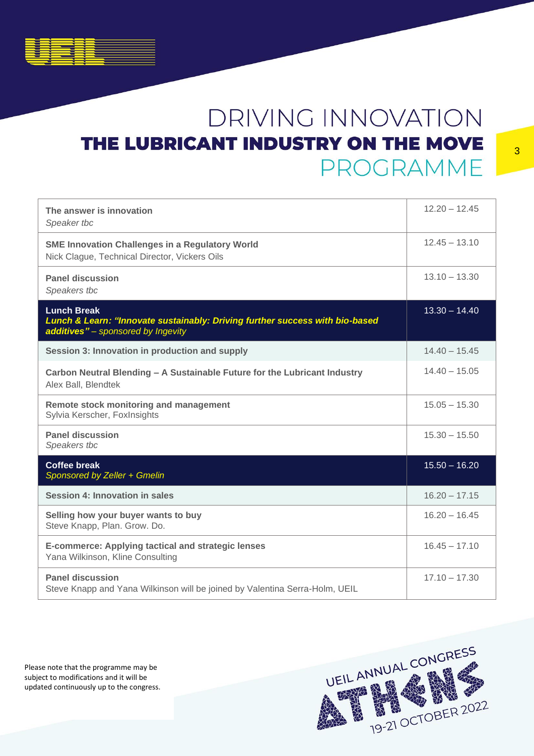# DRIVING INNOVATION

## THE LUBRICANT INDUSTRY ON THE MOVE

## PROGRAMME

| | |
|---|---|
| **The answer is innovation**<br>*Speaker tbc* | 12.20 – 12.45 |
| **SME Innovation Challenges in a Regulatory World**<br>Nick Clague, Technical Director, Vickers Oils | 12.45 – 13.10 |
| **Panel discussion**<br>*Speakers tbc* | 13.10 – 13.30 |
| **Lunch Break**<br>***Lunch & Learn: "Innovate sustainably: Driving further success with bio-based additives"*** *– sponsored by Ingevity* | 13.30 – 14.40 |
| **Session 3: Innovation in production and supply** | 14.40 – 15.45 |
| **Carbon Neutral Blending – A Sustainable Future for the Lubricant Industry**<br>Alex Ball, Blendtek | 14.40 – 15.05 |
| **Remote stock monitoring and management**<br>Sylvia Kerscher, FoxInsights | 15.05 – 15.30 |
| **Panel discussion**<br>*Speakers tbc* | 15.30 – 15.50 |
| **Coffee break**<br>*Sponsored by Zeller + Gmelin* | 15.50 – 16.20 |
| **Session 4: Innovation in sales** | 16.20 – 17.15 |
| **Selling how your buyer wants to buy**<br>Steve Knapp, Plan. Grow. Do. | 16.20 – 16.45 |
| **E-commerce: Applying tactical and strategic lenses**<br>Yana Wilkinson, Kline Consulting | 16.45 – 17.10 |
| **Panel discussion**<br>Steve Knapp and Yana Wilkinson will be joined by Valentina Serra-Holm, UEIL | 17.10 – 17.30 |

Please note that the programme may be subject to modifications and it will be updated continuously up to the congress.

UEIL ANNUAL CONGRESS ATHENS 19-21 OCTOBER 2022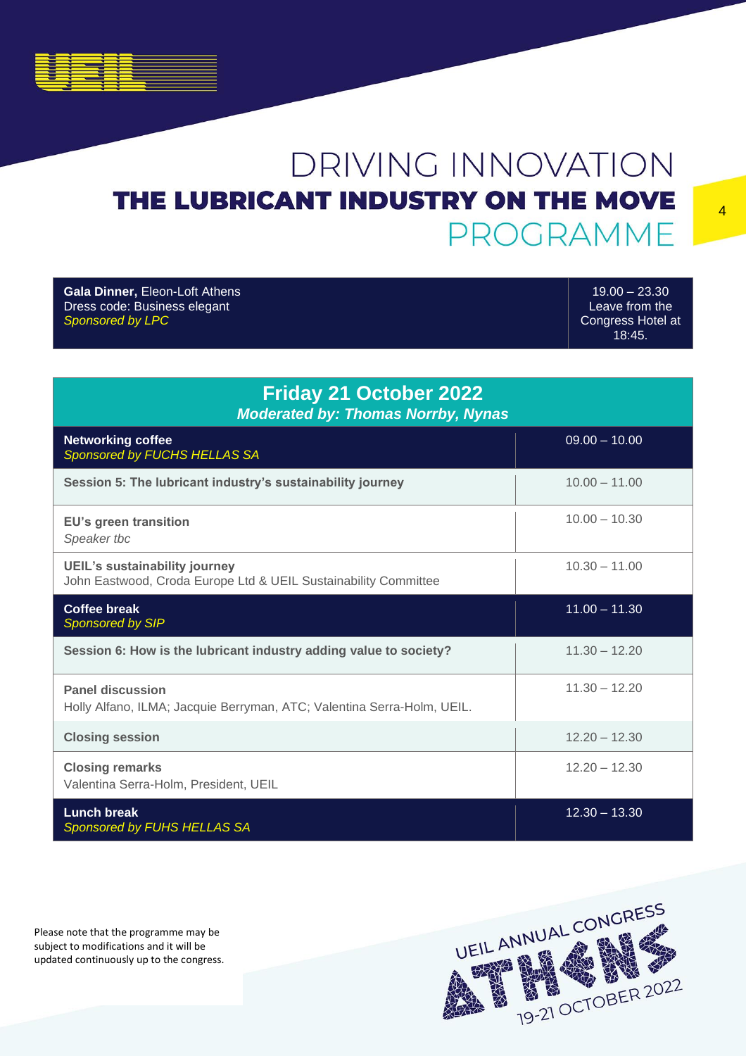# DRIVING INNOVATION
## THE LUBRICANT INDUSTRY ON THE MOVE
## PROGRAMME

| | |
|---|---|
| **Gala Dinner,** Eleon-Loft Athens<br>Dress code: Business elegant<br>*Sponsored by LPC* | 19.00 – 23.30<br>Leave from the Congress Hotel at 18:45. |

| **Friday 21 October 2022**<br>***Moderated by: Thomas Norrby, Nynas*** | |
|---|---|
| **Networking coffee**<br>*Sponsored by FUCHS HELLAS SA* | 09.00 – 10.00 |
| **Session 5: The lubricant industry's sustainability journey** | 10.00 – 11.00 |
| **EU's green transition**<br>*Speaker tbc* | 10.00 – 10.30 |
| **UEIL's sustainability journey**<br>John Eastwood, Croda Europe Ltd & UEIL Sustainability Committee | 10.30 – 11.00 |
| **Coffee break**<br>*Sponsored by SIP* | 11.00 – 11.30 |
| **Session 6: How is the lubricant industry adding value to society?** | 11.30 – 12.20 |
| **Panel discussion**<br>Holly Alfano, ILMA; Jacquie Berryman, ATC; Valentina Serra-Holm, UEIL. | 11.30 – 12.20 |
| **Closing session** | 12.20 – 12.30 |
| **Closing remarks**<br>Valentina Serra-Holm, President, UEIL | 12.20 – 12.30 |
| **Lunch break**<br>*Sponsored by FUHS HELLAS SA* | 12.30 – 13.30 |

Please note that the programme may be subject to modifications and it will be updated continuously up to the congress.

UEIL ANNUAL CONGRESS ATHENS 19-21 OCTOBER 2022